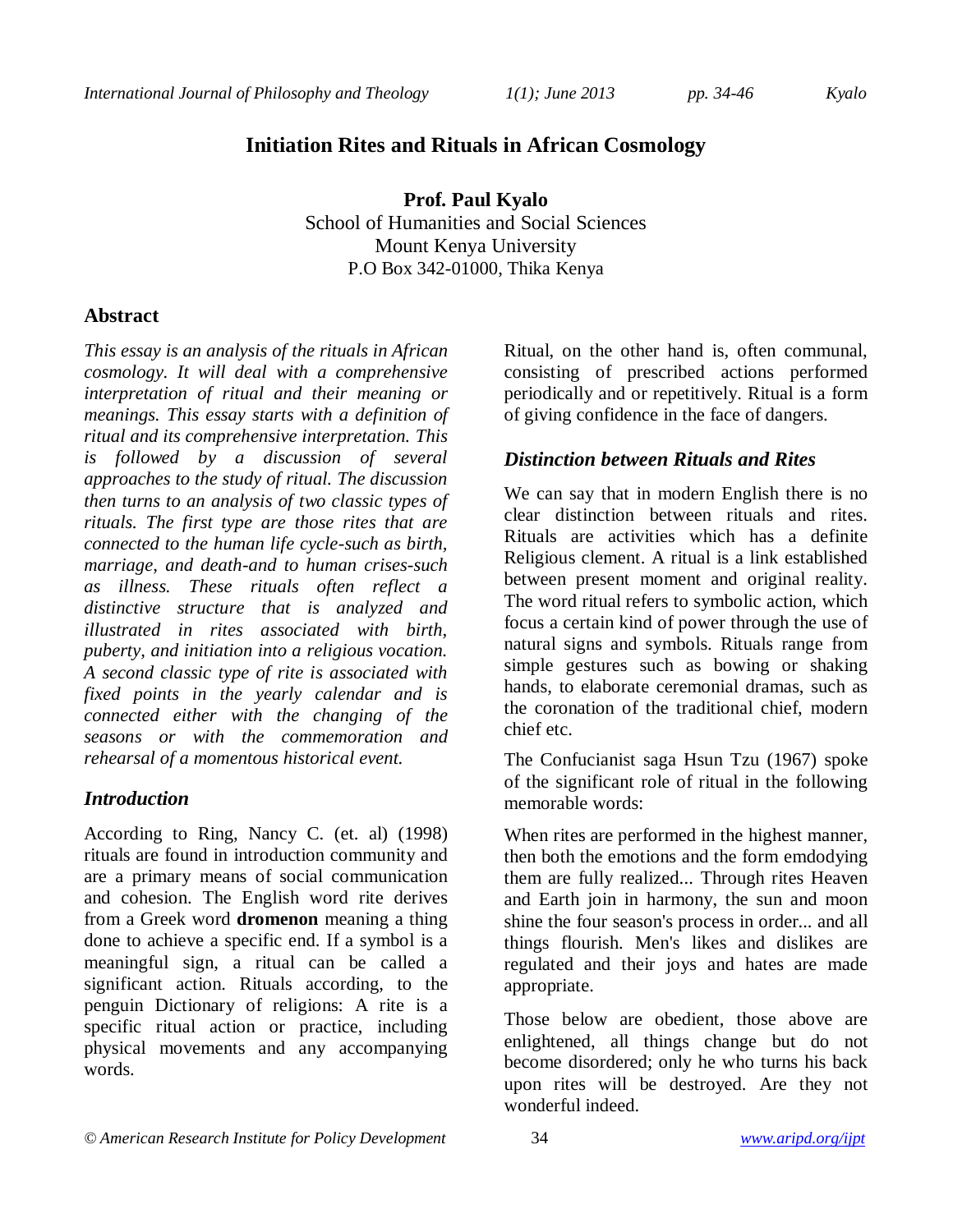# Initiation Rites and Rituals in African Cosmology

**Prof. Paul Kyalo**
School of Humanities and Social Sciences
Mount Kenya University
P.O Box 342-01000, Thika Kenya

## Abstract

*This essay is an analysis of the rituals in African cosmology. It will deal with a comprehensive interpretation of ritual and their meaning or meanings. This essay starts with a definition of ritual and its comprehensive interpretation. This is followed by a discussion of several approaches to the study of ritual. The discussion then turns to an analysis of two classic types of rituals. The first type are those rites that are connected to the human life cycle-such as birth, marriage, and death-and to human crises-such as illness. These rituals often reflect a distinctive structure that is analyzed and illustrated in rites associated with birth, puberty, and initiation into a religious vocation. A second classic type of rite is associated with fixed points in the yearly calendar and is connected either with the changing of the seasons or with the commemoration and rehearsal of a momentous historical event.*

## *Introduction*

According to Ring, Nancy C. (et. al) (1998) rituals are found in introduction community and are a primary means of social communication and cohesion. The English word rite derives from a Greek word **dromenon** meaning a thing done to achieve a specific end. If a symbol is a meaningful sign, a ritual can be called a significant action. Rituals according, to the penguin Dictionary of religions: A rite is a specific ritual action or practice, including physical movements and any accompanying words.

Ritual, on the other hand is, often communal, consisting of prescribed actions performed periodically and or repetitively. Ritual is a form of giving confidence in the face of dangers.

## *Distinction between Rituals and Rites*

We can say that in modern English there is no clear distinction between rituals and rites. Rituals are activities which has a definite Religious clement. A ritual is a link established between present moment and original reality. The word ritual refers to symbolic action, which focus a certain kind of power through the use of natural signs and symbols. Rituals range from simple gestures such as bowing or shaking hands, to elaborate ceremonial dramas, such as the coronation of the traditional chief, modern chief etc.

The Confucianist saga Hsun Tzu (1967) spoke of the significant role of ritual in the following memorable words:

When rites are performed in the highest manner, then both the emotions and the form emdodying them are fully realized... Through rites Heaven and Earth join in harmony, the sun and moon shine the four season's process in order... and all things flourish. Men's likes and dislikes are regulated and their joys and hates are made appropriate.

Those below are obedient, those above are enlightened, all things change but do not become disordered; only he who turns his back upon rites will be destroyed. Are they not wonderful indeed.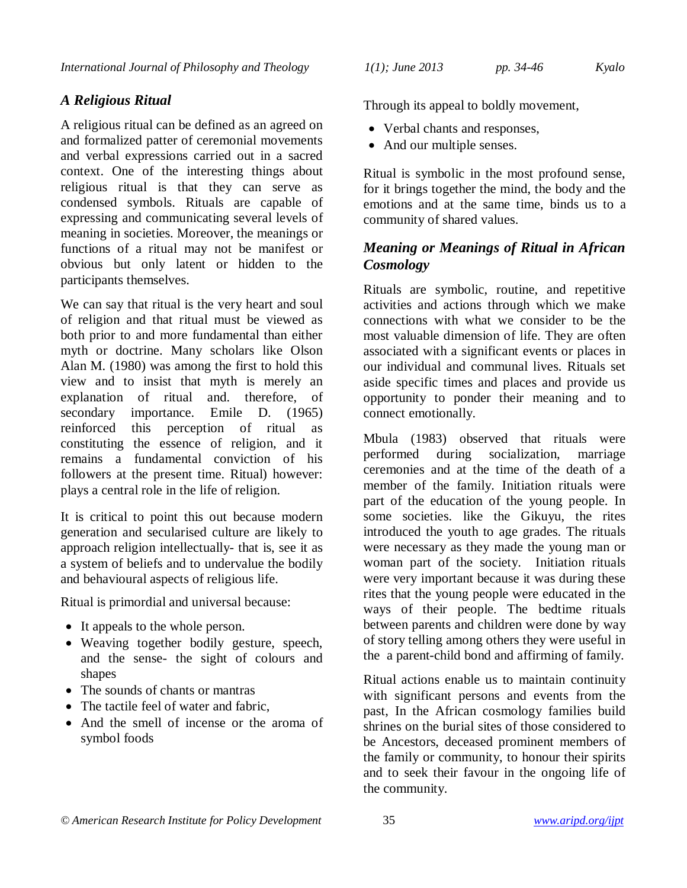### *A Religious Ritual*

A religious ritual can be defined as an agreed on and formalized patter of ceremonial movements and verbal expressions carried out in a sacred context. One of the interesting things about religious ritual is that they can serve as condensed symbols. Rituals are capable of expressing and communicating several levels of meaning in societies. Moreover, the meanings or functions of a ritual may not be manifest or obvious but only latent or hidden to the participants themselves.

We can say that ritual is the very heart and soul of religion and that ritual must be viewed as both prior to and more fundamental than either myth or doctrine. Many scholars like Olson Alan M. (1980) was among the first to hold this view and to insist that myth is merely an explanation of ritual and. therefore, of secondary importance. Emile D. (1965) reinforced this perception of ritual as constituting the essence of religion, and it remains a fundamental conviction of his followers at the present time. Ritual) however: plays a central role in the life of religion.

It is critical to point this out because modern generation and secularised culture are likely to approach religion intellectually- that is, see it as a system of beliefs and to undervalue the bodily and behavioural aspects of religious life.

Ritual is primordial and universal because:

- It appeals to the whole person.
- Weaving together bodily gesture, speech, and the sense- the sight of colours and shapes
- The sounds of chants or mantras
- The tactile feel of water and fabric,
- And the smell of incense or the aroma of symbol foods

Through its appeal to boldly movement,

- Verbal chants and responses,
- And our multiple senses.

Ritual is symbolic in the most profound sense, for it brings together the mind, the body and the emotions and at the same time, binds us to a community of shared values.

### *Meaning or Meanings of Ritual in African Cosmology*

Rituals are symbolic, routine, and repetitive activities and actions through which we make connections with what we consider to be the most valuable dimension of life. They are often associated with a significant events or places in our individual and communal lives. Rituals set aside specific times and places and provide us opportunity to ponder their meaning and to connect emotionally.

Mbula (1983) observed that rituals were performed during socialization, marriage ceremonies and at the time of the death of a member of the family. Initiation rituals were part of the education of the young people. In some societies. like the Gikuyu, the rites introduced the youth to age grades. The rituals were necessary as they made the young man or woman part of the society. Initiation rituals were very important because it was during these rites that the young people were educated in the ways of their people. The bedtime rituals between parents and children were done by way of story telling among others they were useful in the a parent-child bond and affirming of family.

Ritual actions enable us to maintain continuity with significant persons and events from the past, In the African cosmology families build shrines on the burial sites of those considered to be Ancestors, deceased prominent members of the family or community, to honour their spirits and to seek their favour in the ongoing life of the community.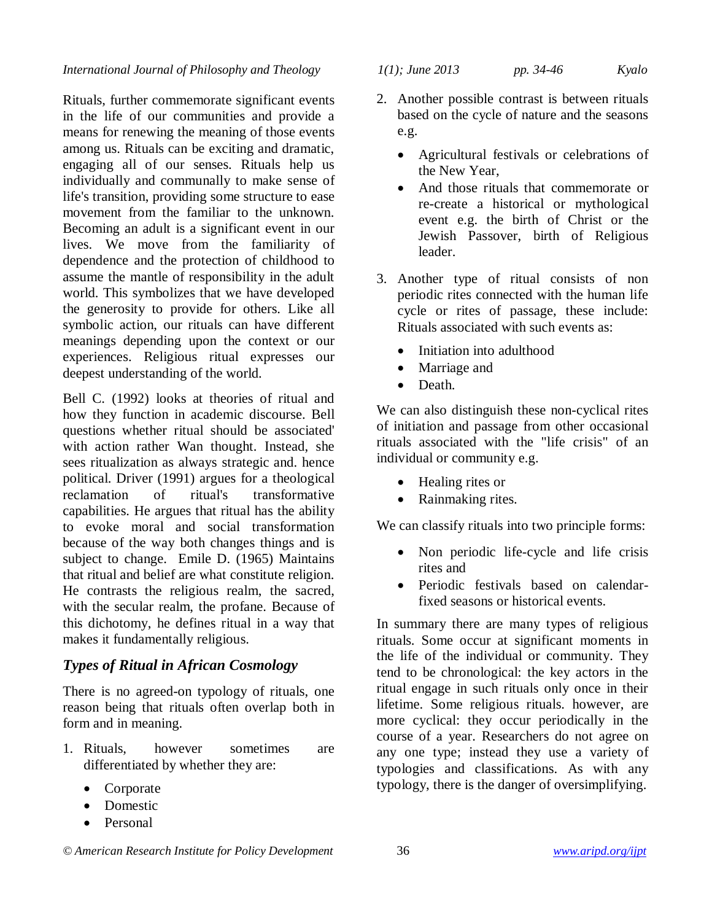Rituals, further commemorate significant events in the life of our communities and provide a means for renewing the meaning of those events among us. Rituals can be exciting and dramatic, engaging all of our senses. Rituals help us individually and communally to make sense of life's transition, providing some structure to ease movement from the familiar to the unknown. Becoming an adult is a significant event in our lives. We move from the familiarity of dependence and the protection of childhood to assume the mantle of responsibility in the adult world. This symbolizes that we have developed the generosity to provide for others. Like all symbolic action, our rituals can have different meanings depending upon the context or our experiences. Religious ritual expresses our deepest understanding of the world.

Bell C. (1992) looks at theories of ritual and how they function in academic discourse. Bell questions whether ritual should be associated' with action rather Wan thought. Instead, she sees ritualization as always strategic and. hence political. Driver (1991) argues for a theological reclamation of ritual's transformative capabilities. He argues that ritual has the ability to evoke moral and social transformation because of the way both changes things and is subject to change. Emile D. (1965) Maintains that ritual and belief are what constitute religion. He contrasts the religious realm, the sacred, with the secular realm, the profane. Because of this dichotomy, he defines ritual in a way that makes it fundamentally religious.

## *Types of Ritual in African Cosmology*

There is no agreed-on typology of rituals, one reason being that rituals often overlap both in form and in meaning.

1. Rituals, however sometimes are differentiated by whether they are:
   - Corporate
   - Domestic
   - Personal
2. Another possible contrast is between rituals based on the cycle of nature and the seasons e.g.
   - Agricultural festivals or celebrations of the New Year,
   - And those rituals that commemorate or re-create a historical or mythological event e.g. the birth of Christ or the Jewish Passover, birth of Religious leader.
3. Another type of ritual consists of non periodic rites connected with the human life cycle or rites of passage, these include: Rituals associated with such events as:
   - Initiation into adulthood
   - Marriage and
   - Death.

We can also distinguish these non-cyclical rites of initiation and passage from other occasional rituals associated with the "life crisis" of an individual or community e.g.

- Healing rites or
- Rainmaking rites.

We can classify rituals into two principle forms:

- Non periodic life-cycle and life crisis rites and
- Periodic festivals based on calendar-fixed seasons or historical events.

In summary there are many types of religious rituals. Some occur at significant moments in the life of the individual or community. They tend to be chronological: the key actors in the ritual engage in such rituals only once in their lifetime. Some religious rituals. however, are more cyclical: they occur periodically in the course of a year. Researchers do not agree on any one type; instead they use a variety of typologies and classifications. As with any typology, there is the danger of oversimplifying.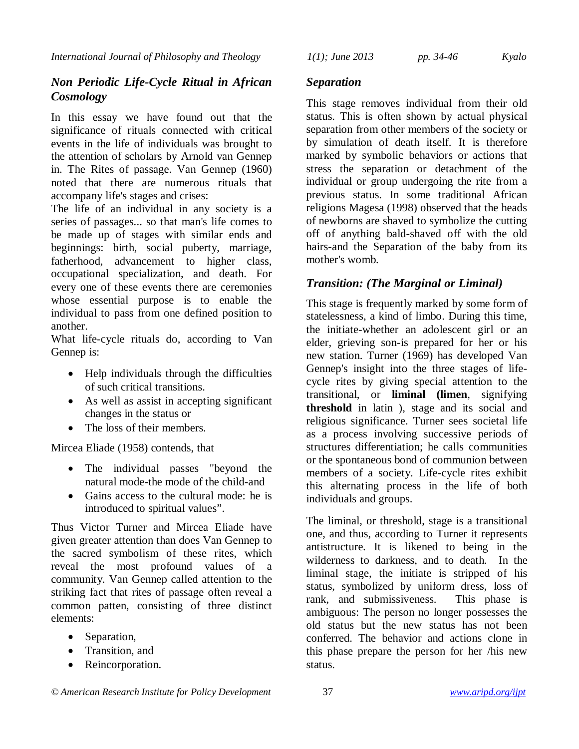### *Non Periodic Life-Cycle Ritual in African Cosmology*

In this essay we have found out that the significance of rituals connected with critical events in the life of individuals was brought to the attention of scholars by Arnold van Gennep in. The Rites of passage. Van Gennep (1960) noted that there are numerous rituals that accompany life's stages and crises:

The life of an individual in any society is a series of passages... so that man's life comes to be made up of stages with similar ends and beginnings: birth, social puberty, marriage, fatherhood, advancement to higher class, occupational specialization, and death. For every one of these events there are ceremonies whose essential purpose is to enable the individual to pass from one defined position to another.

What life-cycle rituals do, according to Van Gennep is:

- Help individuals through the difficulties of such critical transitions.
- As well as assist in accepting significant changes in the status or
- The loss of their members.

Mircea Eliade (1958) contends, that

- The individual passes "beyond the natural mode-the mode of the child-and
- Gains access to the cultural mode: he is introduced to spiritual values".

Thus Victor Turner and Mircea Eliade have given greater attention than does Van Gennep to the sacred symbolism of these rites, which reveal the most profound values of a community. Van Gennep called attention to the striking fact that rites of passage often reveal a common patten, consisting of three distinct elements:

- Separation,
- Transition, and
- Reincorporation.

### *Separation*

This stage removes individual from their old status. This is often shown by actual physical separation from other members of the society or by simulation of death itself. It is therefore marked by symbolic behaviors or actions that stress the separation or detachment of the individual or group undergoing the rite from a previous status. In some traditional African religions Magesa (1998) observed that the heads of newborns are shaved to symbolize the cutting off of anything bald-shaved off with the old hairs-and the Separation of the baby from its mother's womb.

### *Transition: (The Marginal or Liminal)*

This stage is frequently marked by some form of statelessness, a kind of limbo. During this time, the initiate-whether an adolescent girl or an elder, grieving son-is prepared for her or his new station. Turner (1969) has developed Van Gennep's insight into the three stages of life-cycle rites by giving special attention to the transitional, or **liminal (limen**, signifying **threshold** in latin ), stage and its social and religious significance. Turner sees societal life as a process involving successive periods of structures differentiation; he calls communities or the spontaneous bond of communion between members of a society. Life-cycle rites exhibit this alternating process in the life of both individuals and groups.

The liminal, or threshold, stage is a transitional one, and thus, according to Turner it represents antistructure. It is likened to being in the wilderness to darkness, and to death. In the liminal stage, the initiate is stripped of his status, symbolized by uniform dress, loss of rank, and submissiveness. This phase is ambiguous: The person no longer possesses the old status but the new status has not been conferred. The behavior and actions clone in this phase prepare the person for her /his new status.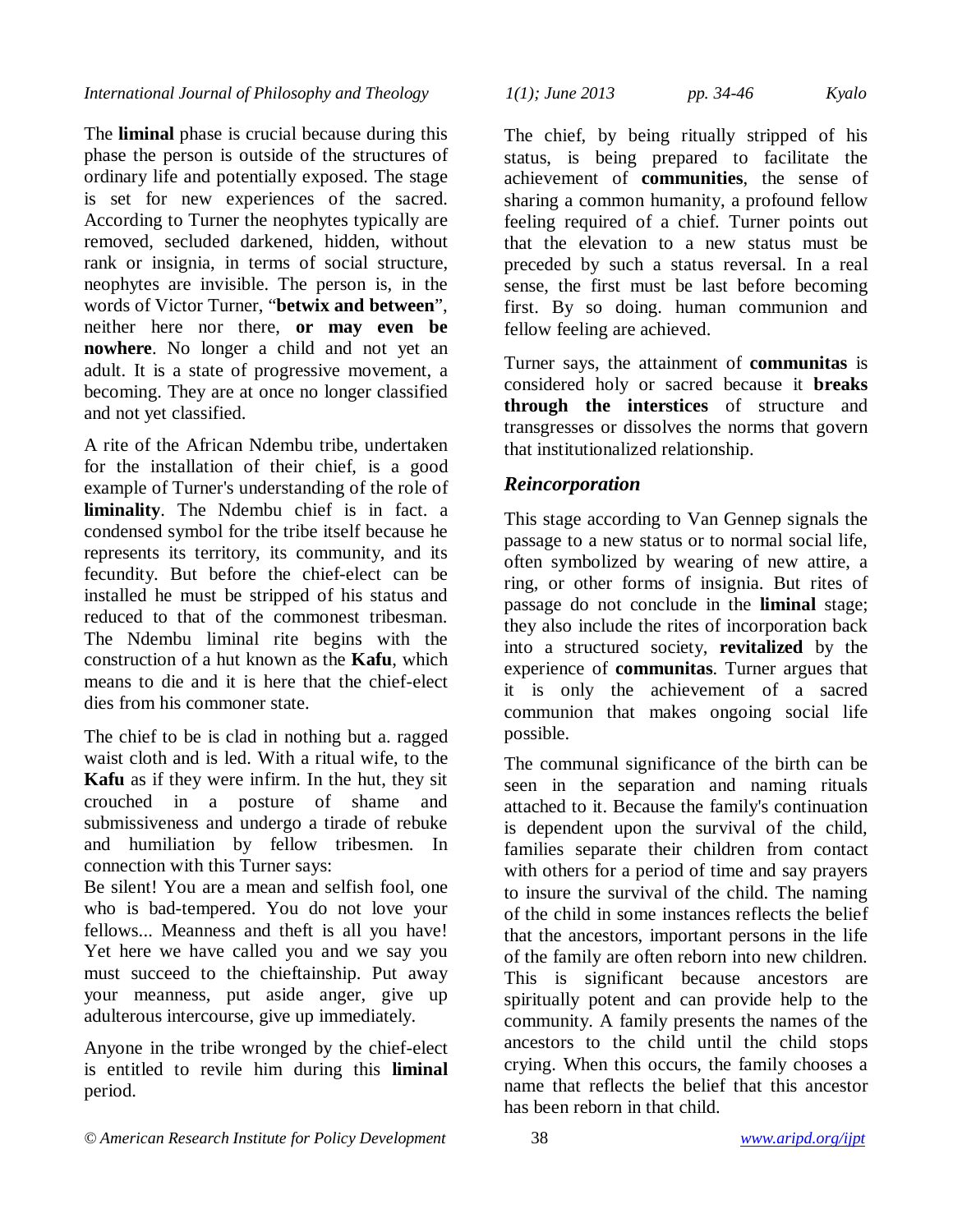The **liminal** phase is crucial because during this phase the person is outside of the structures of ordinary life and potentially exposed. The stage is set for new experiences of the sacred. According to Turner the neophytes typically are removed, secluded darkened, hidden, without rank or insignia, in terms of social structure, neophytes are invisible. The person is, in the words of Victor Turner, "**betwix and between**", neither here nor there, **or may even be nowhere**. No longer a child and not yet an adult. It is a state of progressive movement, a becoming. They are at once no longer classified and not yet classified.

A rite of the African Ndembu tribe, undertaken for the installation of their chief, is a good example of Turner's understanding of the role of **liminality**. The Ndembu chief is in fact. a condensed symbol for the tribe itself because he represents its territory, its community, and its fecundity. But before the chief-elect can be installed he must be stripped of his status and reduced to that of the commonest tribesman. The Ndembu liminal rite begins with the construction of a hut known as the **Kafu**, which means to die and it is here that the chief-elect dies from his commoner state.

The chief to be is clad in nothing but a. ragged waist cloth and is led. With a ritual wife, to the **Kafu** as if they were infirm. In the hut, they sit crouched in a posture of shame and submissiveness and undergo a tirade of rebuke and humiliation by fellow tribesmen. In connection with this Turner says:

Be silent! You are a mean and selfish fool, one who is bad-tempered. You do not love your fellows... Meanness and theft is all you have! Yet here we have called you and we say you must succeed to the chieftainship. Put away your meanness, put aside anger, give up adulterous intercourse, give up immediately.

Anyone in the tribe wronged by the chief-elect is entitled to revile him during this **liminal** period.

The chief, by being ritually stripped of his status, is being prepared to facilitate the achievement of **communities**, the sense of sharing a common humanity, a profound fellow feeling required of a chief. Turner points out that the elevation to a new status must be preceded by such a status reversal. In a real sense, the first must be last before becoming first. By so doing. human communion and fellow feeling are achieved.

Turner says, the attainment of **communitas** is considered holy or sacred because it **breaks through the interstices** of structure and transgresses or dissolves the norms that govern that institutionalized relationship.

### *Reincorporation*

This stage according to Van Gennep signals the passage to a new status or to normal social life, often symbolized by wearing of new attire, a ring, or other forms of insignia. But rites of passage do not conclude in the **liminal** stage; they also include the rites of incorporation back into a structured society, **revitalized** by the experience of **communitas**. Turner argues that it is only the achievement of a sacred communion that makes ongoing social life possible.

The communal significance of the birth can be seen in the separation and naming rituals attached to it. Because the family's continuation is dependent upon the survival of the child, families separate their children from contact with others for a period of time and say prayers to insure the survival of the child. The naming of the child in some instances reflects the belief that the ancestors, important persons in the life of the family are often reborn into new children. This is significant because ancestors are spiritually potent and can provide help to the community. A family presents the names of the ancestors to the child until the child stops crying. When this occurs, the family chooses a name that reflects the belief that this ancestor has been reborn in that child.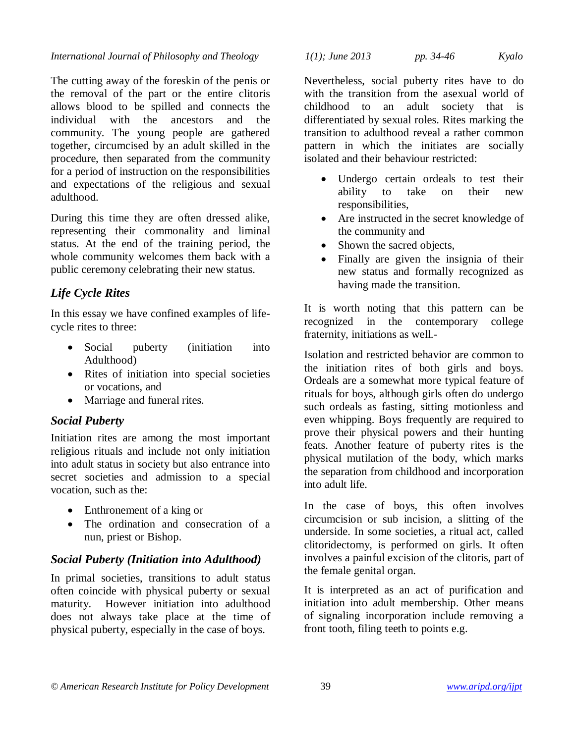The cutting away of the foreskin of the penis or the removal of the part or the entire clitoris allows blood to be spilled and connects the individual with the ancestors and the community. The young people are gathered together, circumcised by an adult skilled in the procedure, then separated from the community for a period of instruction on the responsibilities and expectations of the religious and sexual adulthood.

During this time they are often dressed alike, representing their commonality and liminal status. At the end of the training period, the whole community welcomes them back with a public ceremony celebrating their new status.

### *Life Cycle Rites*

In this essay we have confined examples of life-cycle rites to three:

- Social puberty (initiation into Adulthood)
- Rites of initiation into special societies or vocations, and
- Marriage and funeral rites.

### *Social Puberty*

Initiation rites are among the most important religious rituals and include not only initiation into adult status in society but also entrance into secret societies and admission to a special vocation, such as the:

- Enthronement of a king or
- The ordination and consecration of a nun, priest or Bishop.

### *Social Puberty (Initiation into Adulthood)*

In primal societies, transitions to adult status often coincide with physical puberty or sexual maturity. However initiation into adulthood does not always take place at the time of physical puberty, especially in the case of boys.

Nevertheless, social puberty rites have to do with the transition from the asexual world of childhood to an adult society that is differentiated by sexual roles. Rites marking the transition to adulthood reveal a rather common pattern in which the initiates are socially isolated and their behaviour restricted:

- Undergo certain ordeals to test their ability to take on their new responsibilities,
- Are instructed in the secret knowledge of the community and
- Shown the sacred objects,
- Finally are given the insignia of their new status and formally recognized as having made the transition.

It is worth noting that this pattern can be recognized in the contemporary college fraternity, initiations as well.-

Isolation and restricted behavior are common to the initiation rites of both girls and boys. Ordeals are a somewhat more typical feature of rituals for boys, although girls often do undergo such ordeals as fasting, sitting motionless and even whipping. Boys frequently are required to prove their physical powers and their hunting feats. Another feature of puberty rites is the physical mutilation of the body, which marks the separation from childhood and incorporation into adult life.

In the case of boys, this often involves circumcision or sub incision, a slitting of the underside. In some societies, a ritual act, called clitoridectomy, is performed on girls. It often involves a painful excision of the clitoris, part of the female genital organ.

It is interpreted as an act of purification and initiation into adult membership. Other means of signaling incorporation include removing a front tooth, filing teeth to points e.g.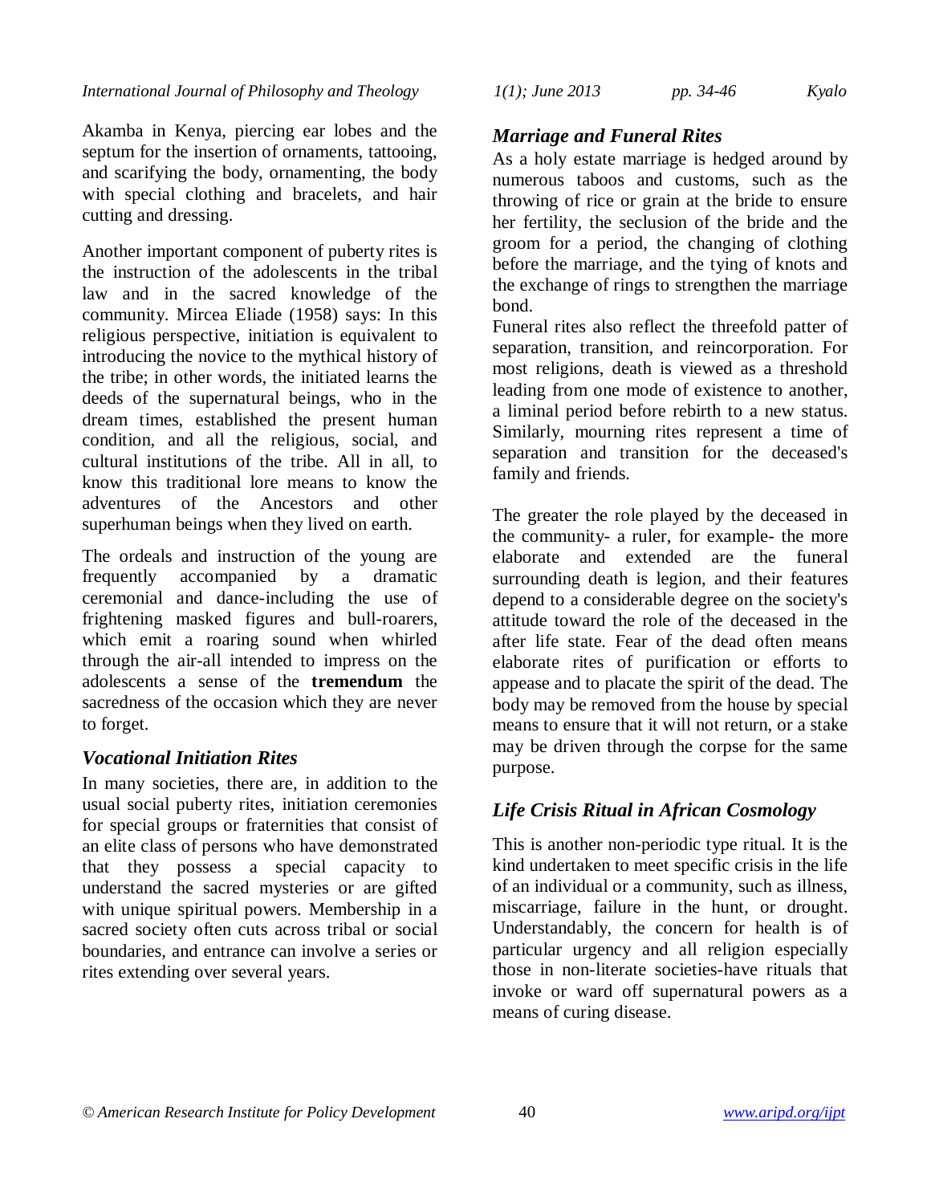Akamba in Kenya, piercing ear lobes and the septum for the insertion of ornaments, tattooing, and scarifying the body, ornamenting, the body with special clothing and bracelets, and hair cutting and dressing.

Another important component of puberty rites is the instruction of the adolescents in the tribal law and in the sacred knowledge of the community. Mircea Eliade (1958) says: In this religious perspective, initiation is equivalent to introducing the novice to the mythical history of the tribe; in other words, the initiated learns the deeds of the supernatural beings, who in the dream times, established the present human condition, and all the religious, social, and cultural institutions of the tribe. All in all, to know this traditional lore means to know the adventures of the Ancestors and other superhuman beings when they lived on earth.

The ordeals and instruction of the young are frequently accompanied by a dramatic ceremonial and dance-including the use of frightening masked figures and bull-roarers, which emit a roaring sound when whirled through the air-all intended to impress on the adolescents a sense of the **tremendum** the sacredness of the occasion which they are never to forget.

### *Vocational Initiation Rites*

In many societies, there are, in addition to the usual social puberty rites, initiation ceremonies for special groups or fraternities that consist of an elite class of persons who have demonstrated that they possess a special capacity to understand the sacred mysteries or are gifted with unique spiritual powers. Membership in a sacred society often cuts across tribal or social boundaries, and entrance can involve a series or rites extending over several years.

### *Marriage and Funeral Rites*

As a holy estate marriage is hedged around by numerous taboos and customs, such as the throwing of rice or grain at the bride to ensure her fertility, the seclusion of the bride and the groom for a period, the changing of clothing before the marriage, and the tying of knots and the exchange of rings to strengthen the marriage bond.

Funeral rites also reflect the threefold patter of separation, transition, and reincorporation. For most religions, death is viewed as a threshold leading from one mode of existence to another, a liminal period before rebirth to a new status. Similarly, mourning rites represent a time of separation and transition for the deceased's family and friends.

The greater the role played by the deceased in the community- a ruler, for example- the more elaborate and extended are the funeral surrounding death is legion, and their features depend to a considerable degree on the society's attitude toward the role of the deceased in the after life state. Fear of the dead often means elaborate rites of purification or efforts to appease and to placate the spirit of the dead. The body may be removed from the house by special means to ensure that it will not return, or a stake may be driven through the corpse for the same purpose.

### *Life Crisis Ritual in African Cosmology*

This is another non-periodic type ritual. It is the kind undertaken to meet specific crisis in the life of an individual or a community, such as illness, miscarriage, failure in the hunt, or drought. Understandably, the concern for health is of particular urgency and all religion especially those in non-literate societies-have rituals that invoke or ward off supernatural powers as a means of curing disease.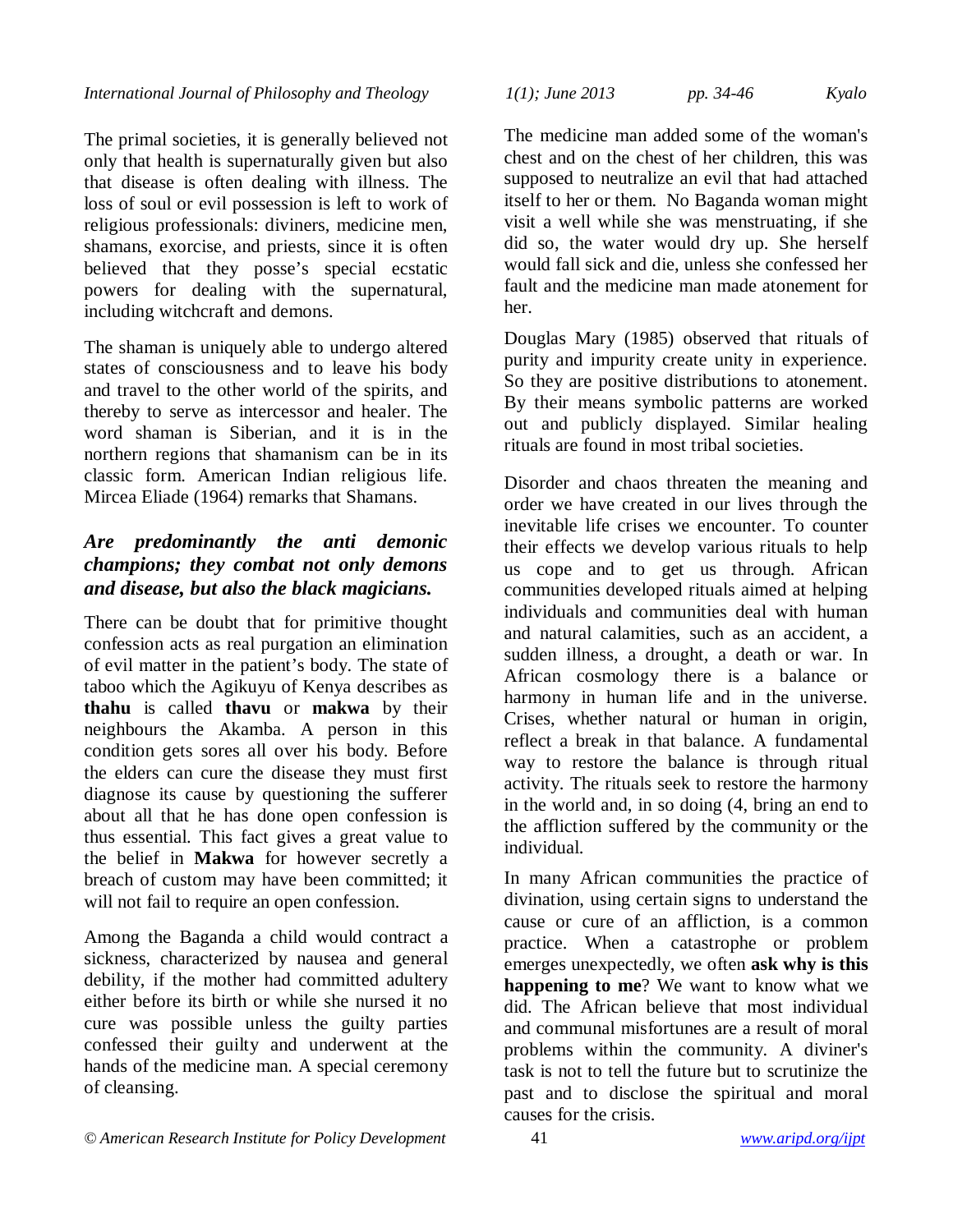The primal societies, it is generally believed not only that health is supernaturally given but also that disease is often dealing with illness. The loss of soul or evil possession is left to work of religious professionals: diviners, medicine men, shamans, exorcise, and priests, since it is often believed that they posse's special ecstatic powers for dealing with the supernatural, including witchcraft and demons.

The shaman is uniquely able to undergo altered states of consciousness and to leave his body and travel to the other world of the spirits, and thereby to serve as intercessor and healer. The word shaman is Siberian, and it is in the northern regions that shamanism can be in its classic form. American Indian religious life. Mircea Eliade (1964) remarks that Shamans.

***Are predominantly the anti demonic champions; they combat not only demons and disease, but also the black magicians.***

There can be doubt that for primitive thought confession acts as real purgation an elimination of evil matter in the patient's body. The state of taboo which the Agikuyu of Kenya describes as **thahu** is called **thavu** or **makwa** by their neighbours the Akamba. A person in this condition gets sores all over his body. Before the elders can cure the disease they must first diagnose its cause by questioning the sufferer about all that he has done open confession is thus essential. This fact gives a great value to the belief in **Makwa** for however secretly a breach of custom may have been committed; it will not fail to require an open confession.

Among the Baganda a child would contract a sickness, characterized by nausea and general debility, if the mother had committed adultery either before its birth or while she nursed it no cure was possible unless the guilty parties confessed their guilty and underwent at the hands of the medicine man. A special ceremony of cleansing.

The medicine man added some of the woman's chest and on the chest of her children, this was supposed to neutralize an evil that had attached itself to her or them. No Baganda woman might visit a well while she was menstruating, if she did so, the water would dry up. She herself would fall sick and die, unless she confessed her fault and the medicine man made atonement for her.

Douglas Mary (1985) observed that rituals of purity and impurity create unity in experience. So they are positive distributions to atonement. By their means symbolic patterns are worked out and publicly displayed. Similar healing rituals are found in most tribal societies.

Disorder and chaos threaten the meaning and order we have created in our lives through the inevitable life crises we encounter. To counter their effects we develop various rituals to help us cope and to get us through. African communities developed rituals aimed at helping individuals and communities deal with human and natural calamities, such as an accident, a sudden illness, a drought, a death or war. In African cosmology there is a balance or harmony in human life and in the universe. Crises, whether natural or human in origin, reflect a break in that balance. A fundamental way to restore the balance is through ritual activity. The rituals seek to restore the harmony in the world and, in so doing (4, bring an end to the affliction suffered by the community or the individual.

In many African communities the practice of divination, using certain signs to understand the cause or cure of an affliction, is a common practice. When a catastrophe or problem emerges unexpectedly, we often **ask why is this happening to me**? We want to know what we did. The African believe that most individual and communal misfortunes are a result of moral problems within the community. A diviner's task is not to tell the future but to scrutinize the past and to disclose the spiritual and moral causes for the crisis.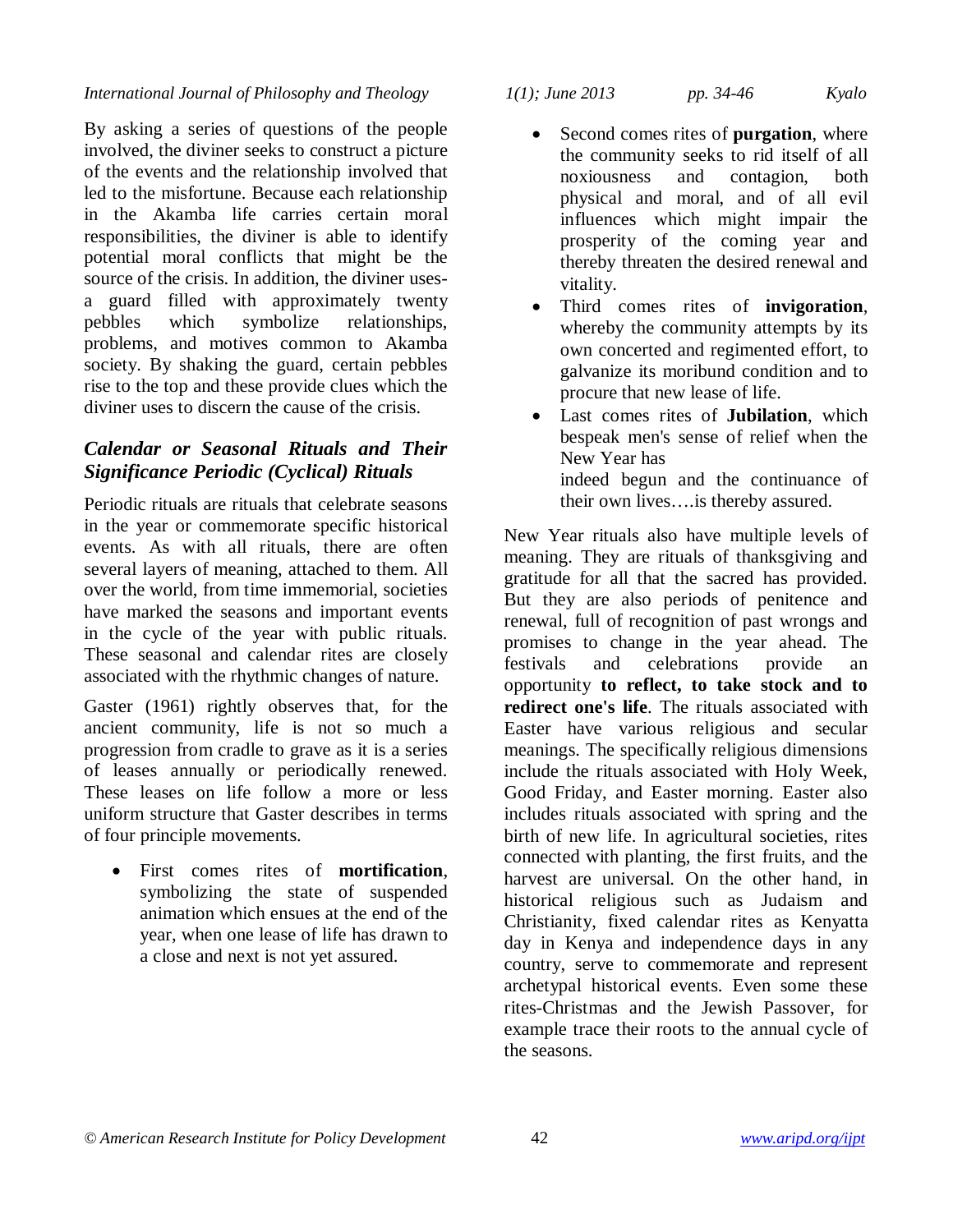By asking a series of questions of the people involved, the diviner seeks to construct a picture of the events and the relationship involved that led to the misfortune. Because each relationship in the Akamba life carries certain moral responsibilities, the diviner is able to identify potential moral conflicts that might be the source of the crisis. In addition, the diviner uses-a guard filled with approximately twenty pebbles which symbolize relationships, problems, and motives common to Akamba society. By shaking the guard, certain pebbles rise to the top and these provide clues which the diviner uses to discern the cause of the crisis.

### *Calendar or Seasonal Rituals and Their Significance Periodic (Cyclical) Rituals*

Periodic rituals are rituals that celebrate seasons in the year or commemorate specific historical events. As with all rituals, there are often several layers of meaning, attached to them. All over the world, from time immemorial, societies have marked the seasons and important events in the cycle of the year with public rituals. These seasonal and calendar rites are closely associated with the rhythmic changes of nature.

Gaster (1961) rightly observes that, for the ancient community, life is not so much a progression from cradle to grave as it is a series of leases annually or periodically renewed. These leases on life follow a more or less uniform structure that Gaster describes in terms of four principle movements.

- First comes rites of **mortification**, symbolizing the state of suspended animation which ensues at the end of the year, when one lease of life has drawn to a close and next is not yet assured.
- Second comes rites of **purgation**, where the community seeks to rid itself of all noxiousness and contagion, both physical and moral, and of all evil influences which might impair the prosperity of the coming year and thereby threaten the desired renewal and vitality.
- Third comes rites of **invigoration**, whereby the community attempts by its own concerted and regimented effort, to galvanize its moribund condition and to procure that new lease of life.
- Last comes rites of **Jubilation**, which bespeak men's sense of relief when the New Year has indeed begun and the continuance of their own lives….is thereby assured.

New Year rituals also have multiple levels of meaning. They are rituals of thanksgiving and gratitude for all that the sacred has provided. But they are also periods of penitence and renewal, full of recognition of past wrongs and promises to change in the year ahead. The festivals and celebrations provide an opportunity **to reflect, to take stock and to redirect one's life**. The rituals associated with Easter have various religious and secular meanings. The specifically religious dimensions include the rituals associated with Holy Week, Good Friday, and Easter morning. Easter also includes rituals associated with spring and the birth of new life. In agricultural societies, rites connected with planting, the first fruits, and the harvest are universal. On the other hand, in historical religious such as Judaism and Christianity, fixed calendar rites as Kenyatta day in Kenya and independence days in any country, serve to commemorate and represent archetypal historical events. Even some these rites-Christmas and the Jewish Passover, for example trace their roots to the annual cycle of the seasons.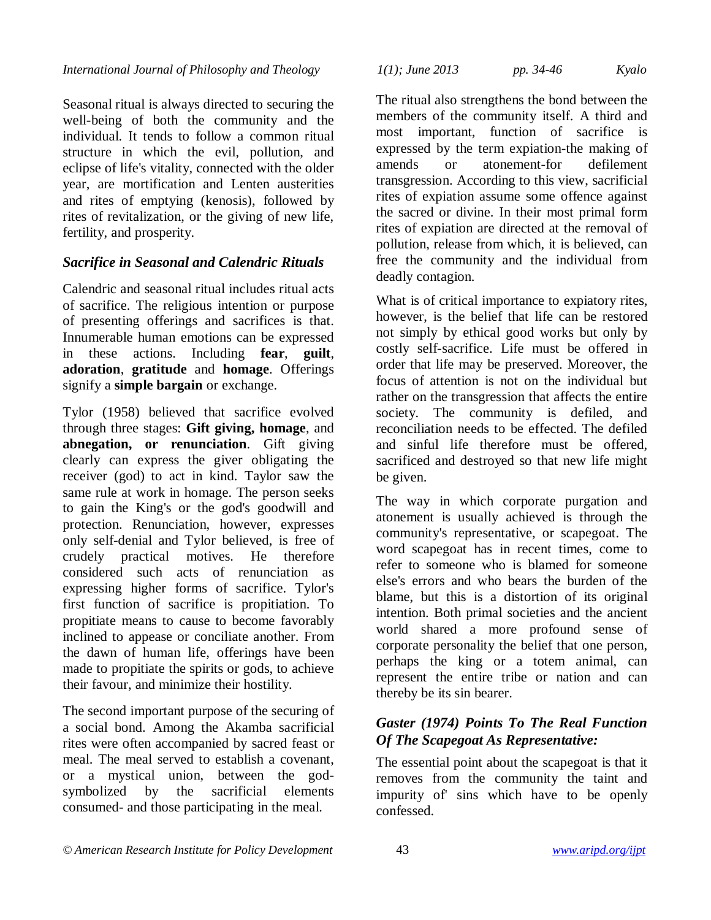Seasonal ritual is always directed to securing the well-being of both the community and the individual. It tends to follow a common ritual structure in which the evil, pollution, and eclipse of life's vitality, connected with the older year, are mortification and Lenten austerities and rites of emptying (kenosis), followed by rites of revitalization, or the giving of new life, fertility, and prosperity.

### *Sacrifice in Seasonal and Calendric Rituals*

Calendric and seasonal ritual includes ritual acts of sacrifice. The religious intention or purpose of presenting offerings and sacrifices is that. Innumerable human emotions can be expressed in these actions. Including **fear**, **guilt**, **adoration**, **gratitude** and **homage**. Offerings signify a **simple bargain** or exchange.

Tylor (1958) believed that sacrifice evolved through three stages: **Gift giving, homage**, and **abnegation, or renunciation**. Gift giving clearly can express the giver obligating the receiver (god) to act in kind. Taylor saw the same rule at work in homage. The person seeks to gain the King's or the god's goodwill and protection. Renunciation, however, expresses only self-denial and Tylor believed, is free of crudely practical motives. He therefore considered such acts of renunciation as expressing higher forms of sacrifice. Tylor's first function of sacrifice is propitiation. To propitiate means to cause to become favorably inclined to appease or conciliate another. From the dawn of human life, offerings have been made to propitiate the spirits or gods, to achieve their favour, and minimize their hostility.

The second important purpose of the securing of a social bond. Among the Akamba sacrificial rites were often accompanied by sacred feast or meal. The meal served to establish a covenant, or a mystical union, between the god-symbolized by the sacrificial elements consumed- and those participating in the meal.

The ritual also strengthens the bond between the members of the community itself. A third and most important, function of sacrifice is expressed by the term expiation-the making of amends or atonement-for defilement transgression. According to this view, sacrificial rites of expiation assume some offence against the sacred or divine. In their most primal form rites of expiation are directed at the removal of pollution, release from which, it is believed, can free the community and the individual from deadly contagion.

What is of critical importance to expiatory rites, however, is the belief that life can be restored not simply by ethical good works but only by costly self-sacrifice. Life must be offered in order that life may be preserved. Moreover, the focus of attention is not on the individual but rather on the transgression that affects the entire society. The community is defiled, and reconciliation needs to be effected. The defiled and sinful life therefore must be offered, sacrificed and destroyed so that new life might be given.

The way in which corporate purgation and atonement is usually achieved is through the community's representative, or scapegoat. The word scapegoat has in recent times, come to refer to someone who is blamed for someone else's errors and who bears the burden of the blame, but this is a distortion of its original intention. Both primal societies and the ancient world shared a more profound sense of corporate personality the belief that one person, perhaps the king or a totem animal, can represent the entire tribe or nation and can thereby be its sin bearer.

### *Gaster (1974) Points To The Real Function Of The Scapegoat As Representative:*

The essential point about the scapegoat is that it removes from the community the taint and impurity of' sins which have to be openly confessed.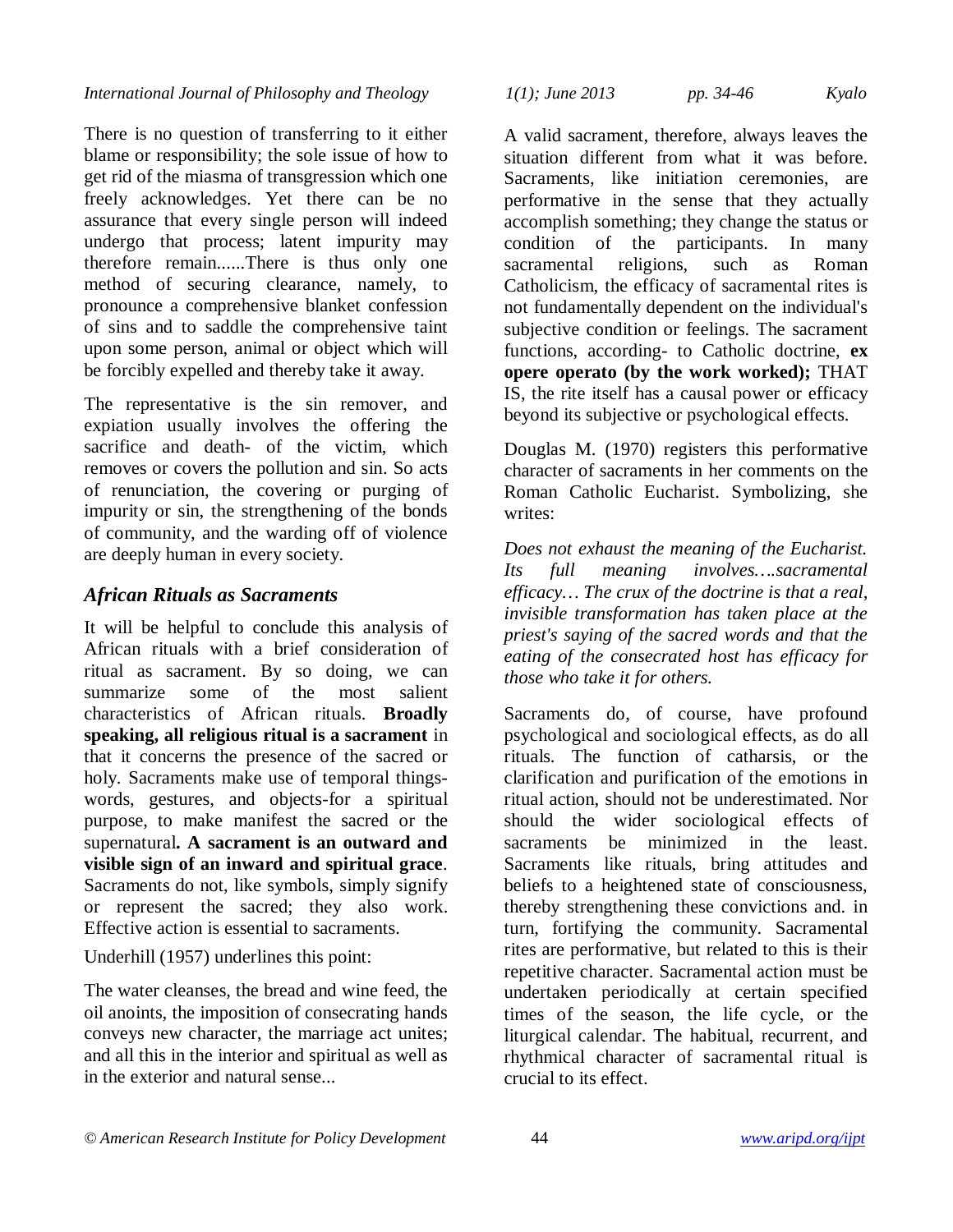There is no question of transferring to it either blame or responsibility; the sole issue of how to get rid of the miasma of transgression which one freely acknowledges. Yet there can be no assurance that every single person will indeed undergo that process; latent impurity may therefore remain......There is thus only one method of securing clearance, namely, to pronounce a comprehensive blanket confession of sins and to saddle the comprehensive taint upon some person, animal or object which will be forcibly expelled and thereby take it away.

The representative is the sin remover, and expiation usually involves the offering the sacrifice and death- of the victim, which removes or covers the pollution and sin. So acts of renunciation, the covering or purging of impurity or sin, the strengthening of the bonds of community, and the warding off of violence are deeply human in every society.

## *African Rituals as Sacraments*

It will be helpful to conclude this analysis of African rituals with a brief consideration of ritual as sacrament. By so doing, we can summarize some of the most salient characteristics of African rituals. **Broadly speaking, all religious ritual is a sacrament** in that it concerns the presence of the sacred or holy. Sacraments make use of temporal things-words, gestures, and objects-for a spiritual purpose, to make manifest the sacred or the supernatural**. A sacrament is an outward and visible sign of an inward and spiritual grace**. Sacraments do not, like symbols, simply signify or represent the sacred; they also work. Effective action is essential to sacraments.

Underhill (1957) underlines this point:

The water cleanses, the bread and wine feed, the oil anoints, the imposition of consecrating hands conveys new character, the marriage act unites; and all this in the interior and spiritual as well as in the exterior and natural sense...

A valid sacrament, therefore, always leaves the situation different from what it was before. Sacraments, like initiation ceremonies, are performative in the sense that they actually accomplish something; they change the status or condition of the participants. In many sacramental religions, such as Roman Catholicism, the efficacy of sacramental rites is not fundamentally dependent on the individual's subjective condition or feelings. The sacrament functions, according- to Catholic doctrine, **ex opere operato (by the work worked);** THAT IS, the rite itself has a causal power or efficacy beyond its subjective or psychological effects.

Douglas M. (1970) registers this performative character of sacraments in her comments on the Roman Catholic Eucharist. Symbolizing, she writes:

*Does not exhaust the meaning of the Eucharist. Its full meaning involves….sacramental efficacy… The crux of the doctrine is that a real, invisible transformation has taken place at the priest's saying of the sacred words and that the eating of the consecrated host has efficacy for those who take it for others.*

Sacraments do, of course, have profound psychological and sociological effects, as do all rituals. The function of catharsis, or the clarification and purification of the emotions in ritual action, should not be underestimated. Nor should the wider sociological effects of sacraments be minimized in the least. Sacraments like rituals, bring attitudes and beliefs to a heightened state of consciousness, thereby strengthening these convictions and. in turn, fortifying the community. Sacramental rites are performative, but related to this is their repetitive character. Sacramental action must be undertaken periodically at certain specified times of the season, the life cycle, or the liturgical calendar. The habitual, recurrent, and rhythmical character of sacramental ritual is crucial to its effect.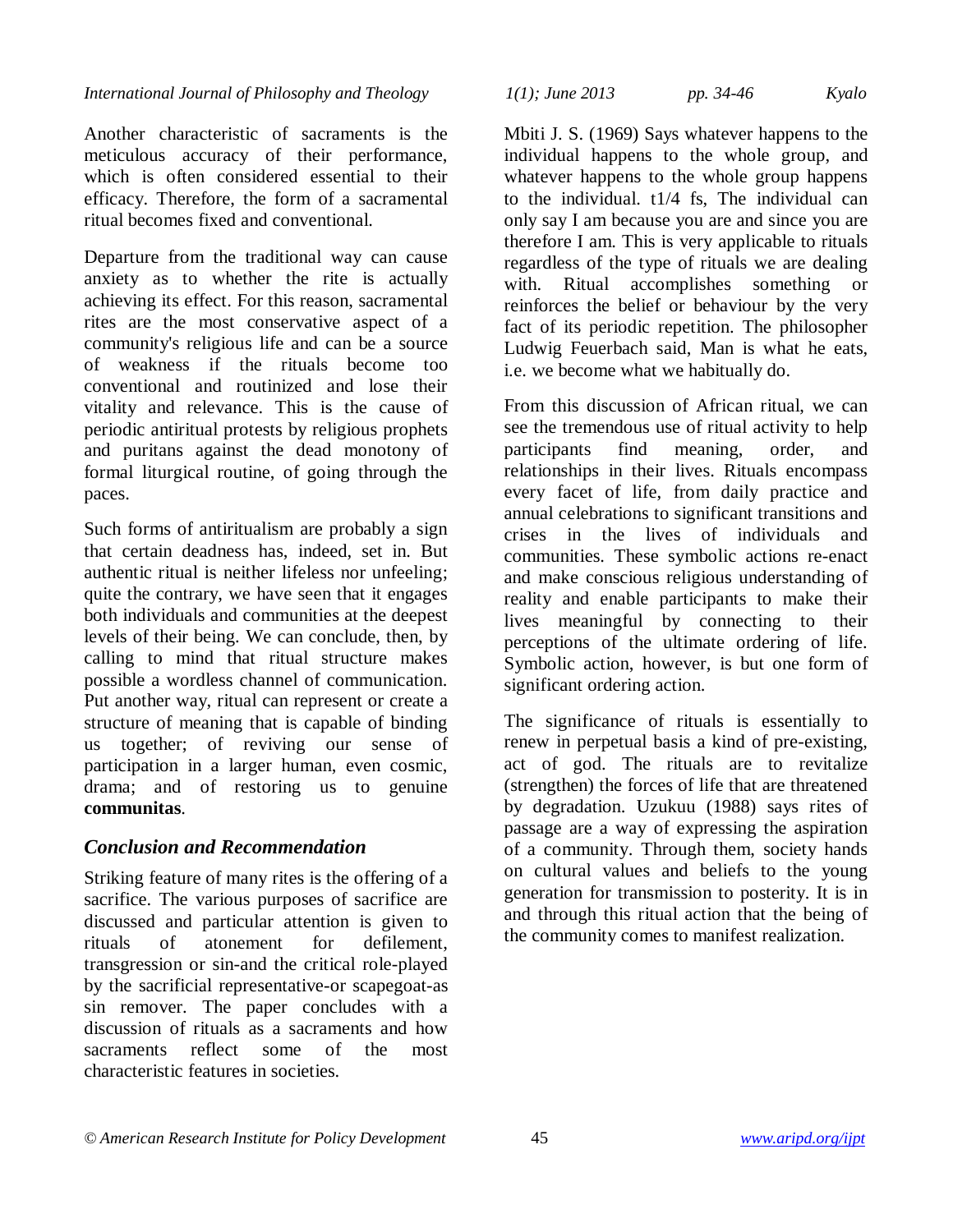Another characteristic of sacraments is the meticulous accuracy of their performance, which is often considered essential to their efficacy. Therefore, the form of a sacramental ritual becomes fixed and conventional.

Departure from the traditional way can cause anxiety as to whether the rite is actually achieving its effect. For this reason, sacramental rites are the most conservative aspect of a community's religious life and can be a source of weakness if the rituals become too conventional and routinized and lose their vitality and relevance. This is the cause of periodic antiritual protests by religious prophets and puritans against the dead monotony of formal liturgical routine, of going through the paces.

Such forms of antiritualism are probably a sign that certain deadness has, indeed, set in. But authentic ritual is neither lifeless nor unfeeling; quite the contrary, we have seen that it engages both individuals and communities at the deepest levels of their being. We can conclude, then, by calling to mind that ritual structure makes possible a wordless channel of communication. Put another way, ritual can represent or create a structure of meaning that is capable of binding us together; of reviving our sense of participation in a larger human, even cosmic, drama; and of restoring us to genuine **communitas**.

## *Conclusion and Recommendation*

Striking feature of many rites is the offering of a sacrifice. The various purposes of sacrifice are discussed and particular attention is given to rituals of atonement for defilement, transgression or sin-and the critical role-played by the sacrificial representative-or scapegoat-as sin remover. The paper concludes with a discussion of rituals as a sacraments and how sacraments reflect some of the most characteristic features in societies.

Mbiti J. S. (1969) Says whatever happens to the individual happens to the whole group, and whatever happens to the whole group happens to the individual. t1/4 fs, The individual can only say I am because you are and since you are therefore I am. This is very applicable to rituals regardless of the type of rituals we are dealing with. Ritual accomplishes something or reinforces the belief or behaviour by the very fact of its periodic repetition. The philosopher Ludwig Feuerbach said, Man is what he eats, i.e. we become what we habitually do.

From this discussion of African ritual, we can see the tremendous use of ritual activity to help participants find meaning, order, and relationships in their lives. Rituals encompass every facet of life, from daily practice and annual celebrations to significant transitions and crises in the lives of individuals and communities. These symbolic actions re-enact and make conscious religious understanding of reality and enable participants to make their lives meaningful by connecting to their perceptions of the ultimate ordering of life. Symbolic action, however, is but one form of significant ordering action.

The significance of rituals is essentially to renew in perpetual basis a kind of pre-existing, act of god. The rituals are to revitalize (strengthen) the forces of life that are threatened by degradation. Uzukuu (1988) says rites of passage are a way of expressing the aspiration of a community. Through them, society hands on cultural values and beliefs to the young generation for transmission to posterity. It is in and through this ritual action that the being of the community comes to manifest realization.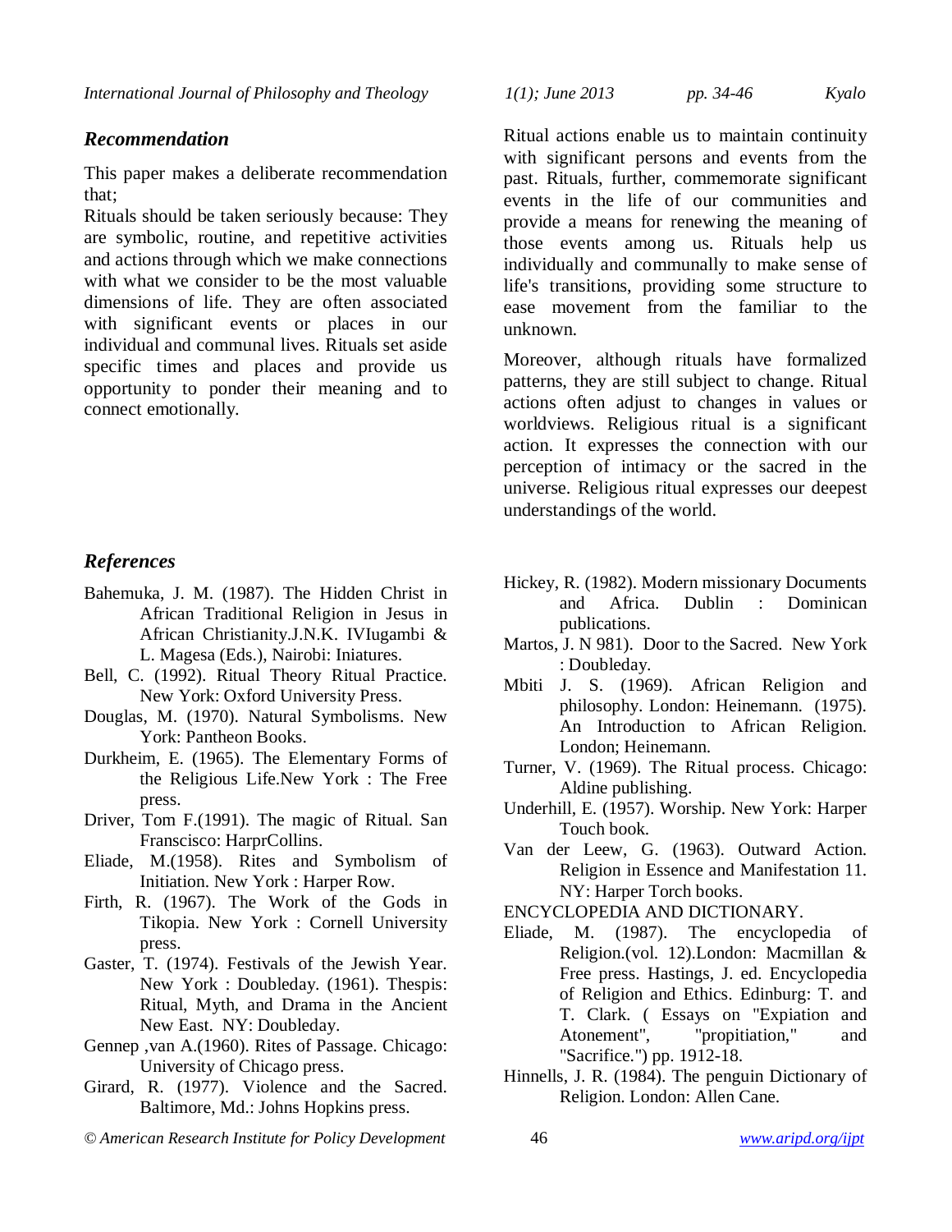### *Recommendation*

This paper makes a deliberate recommendation that;

Rituals should be taken seriously because: They are symbolic, routine, and repetitive activities and actions through which we make connections with what we consider to be the most valuable dimensions of life. They are often associated with significant events or places in our individual and communal lives. Rituals set aside specific times and places and provide us opportunity to ponder their meaning and to connect emotionally.

Ritual actions enable us to maintain continuity with significant persons and events from the past. Rituals, further, commemorate significant events in the life of our communities and provide a means for renewing the meaning of those events among us. Rituals help us individually and communally to make sense of life's transitions, providing some structure to ease movement from the familiar to the unknown.

Moreover, although rituals have formalized patterns, they are still subject to change. Ritual actions often adjust to changes in values or worldviews. Religious ritual is a significant action. It expresses the connection with our perception of intimacy or the sacred in the universe. Religious ritual expresses our deepest understandings of the world.

### *References*

Bahemuka, J. M. (1987). The Hidden Christ in African Traditional Religion in Jesus in African Christianity.J.N.K. IVIugambi & L. Magesa (Eds.), Nairobi: Iniatures.

Bell, C. (1992). Ritual Theory Ritual Practice. New York: Oxford University Press.

Douglas, M. (1970). Natural Symbolisms. New York: Pantheon Books.

Durkheim, E. (1965). The Elementary Forms of the Religious Life.New York : The Free press.

Driver, Tom F.(1991). The magic of Ritual. San Franscisco: HarprCollins.

Eliade, M.(1958). Rites and Symbolism of Initiation. New York : Harper Row.

Firth, R. (1967). The Work of the Gods in Tikopia. New York : Cornell University press.

Gaster, T. (1974). Festivals of the Jewish Year. New York : Doubleday. (1961). Thespis: Ritual, Myth, and Drama in the Ancient New East. NY: Doubleday.

Gennep ,van A.(1960). Rites of Passage. Chicago: University of Chicago press.

Girard, R. (1977). Violence and the Sacred. Baltimore, Md.: Johns Hopkins press.

Hickey, R. (1982). Modern missionary Documents and Africa. Dublin : Dominican publications.

Martos, J. N 981). Door to the Sacred. New York : Doubleday.

Mbiti J. S. (1969). African Religion and philosophy. London: Heinemann. (1975). An Introduction to African Religion. London; Heinemann.

Turner, V. (1969). The Ritual process. Chicago: Aldine publishing.

Underhill, E. (1957). Worship. New York: Harper Touch book.

Van der Leew, G. (1963). Outward Action. Religion in Essence and Manifestation 11. NY: Harper Torch books.

ENCYCLOPEDIA AND DICTIONARY.

Eliade, M. (1987). The encyclopedia of Religion.(vol. 12).London: Macmillan & Free press. Hastings, J. ed. Encyclopedia of Religion and Ethics. Edinburg: T. and T. Clark. ( Essays on "Expiation and Atonement", "propitiation," and "Sacrifice.") pp. 1912-18.

Hinnells, J. R. (1984). The penguin Dictionary of Religion. London: Allen Cane.